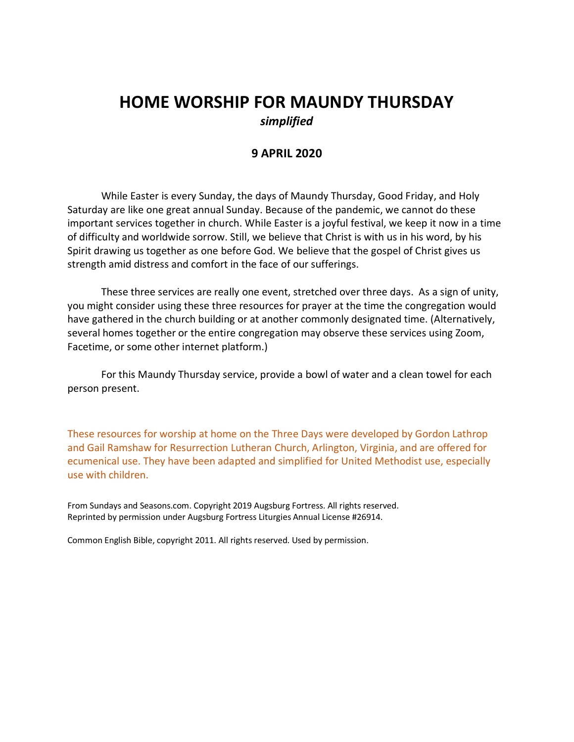# HOME WORSHIP FOR MAUNDY THURSDAY

***simplified***

**9 APRIL 2020**

While Easter is every Sunday, the days of Maundy Thursday, Good Friday, and Holy Saturday are like one great annual Sunday. Because of the pandemic, we cannot do these important services together in church. While Easter is a joyful festival, we keep it now in a time of difficulty and worldwide sorrow. Still, we believe that Christ is with us in his word, by his Spirit drawing us together as one before God. We believe that the gospel of Christ gives us strength amid distress and comfort in the face of our sufferings.

These three services are really one event, stretched over three days. As a sign of unity, you might consider using these three resources for prayer at the time the congregation would have gathered in the church building or at another commonly designated time. (Alternatively, several homes together or the entire congregation may observe these services using Zoom, Facetime, or some other internet platform.)

For this Maundy Thursday service, provide a bowl of water and a clean towel for each person present.

These resources for worship at home on the Three Days were developed by Gordon Lathrop and Gail Ramshaw for Resurrection Lutheran Church, Arlington, Virginia, and are offered for ecumenical use. They have been adapted and simplified for United Methodist use, especially use with children.

From Sundays and Seasons.com. Copyright 2019 Augsburg Fortress. All rights reserved.
Reprinted by permission under Augsburg Fortress Liturgies Annual License #26914.

Common English Bible, copyright 2011. All rights reserved. Used by permission.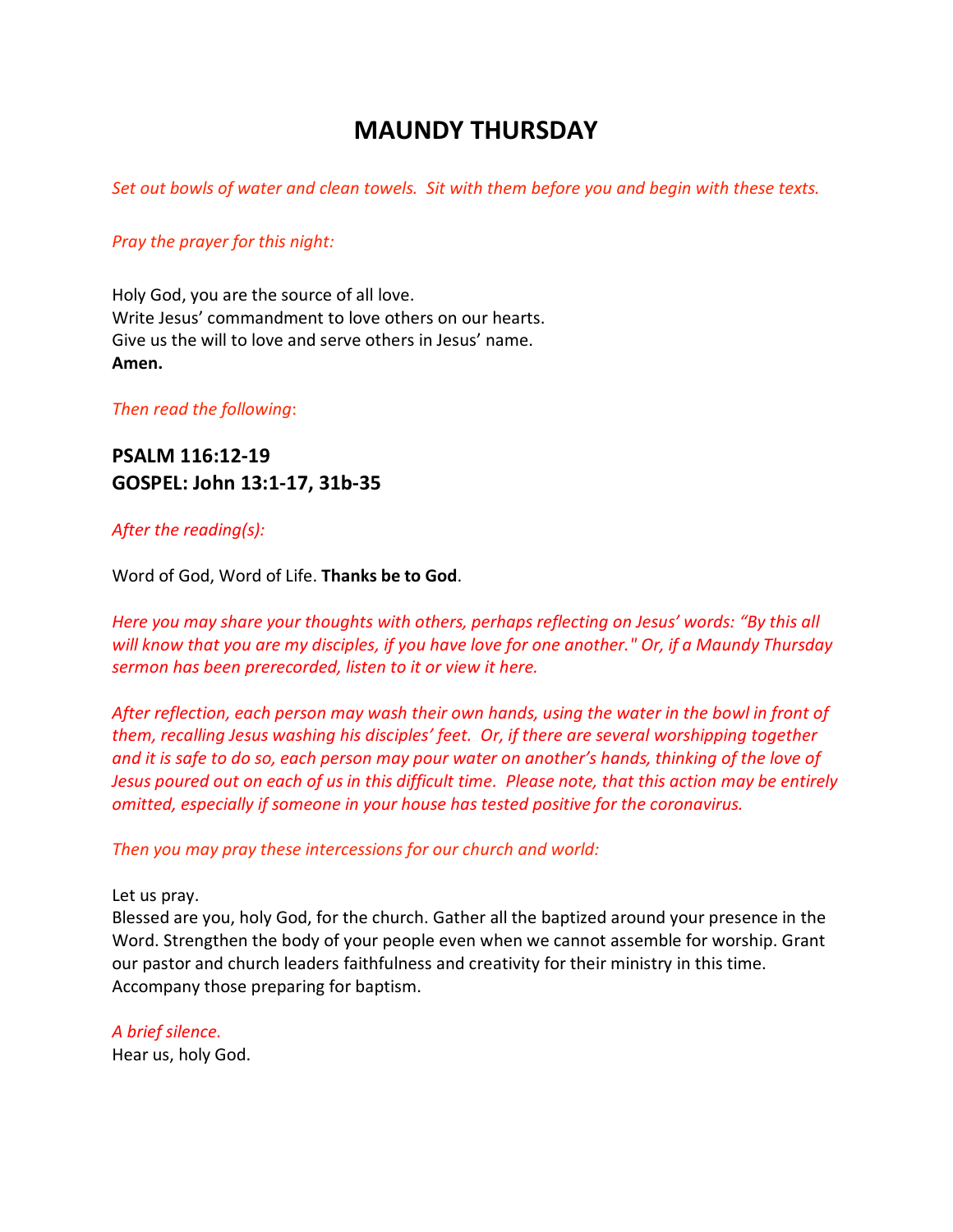# MAUNDY THURSDAY

*Set out bowls of water and clean towels. Sit with them before you and begin with these texts.*

*Pray the prayer for this night:*

Holy God, you are the source of all love.
Write Jesus' commandment to love others on our hearts.
Give us the will to love and serve others in Jesus' name.
**Amen.**

*Then read the following*:

## PSALM 116:12-19
## GOSPEL: John 13:1-17, 31b-35

*After the reading(s):*

Word of God, Word of Life. **Thanks be to God**.

*Here you may share your thoughts with others, perhaps reflecting on Jesus' words: "By this all will know that you are my disciples, if you have love for one another." Or, if a Maundy Thursday sermon has been prerecorded, listen to it or view it here.*

*After reflection, each person may wash their own hands, using the water in the bowl in front of them, recalling Jesus washing his disciples' feet. Or, if there are several worshipping together and it is safe to do so, each person may pour water on another's hands, thinking of the love of Jesus poured out on each of us in this difficult time. Please note, that this action may be entirely omitted, especially if someone in your house has tested positive for the coronavirus.*

*Then you may pray these intercessions for our church and world:*

Let us pray.
Blessed are you, holy God, for the church. Gather all the baptized around your presence in the Word. Strengthen the body of your people even when we cannot assemble for worship. Grant our pastor and church leaders faithfulness and creativity for their ministry in this time. Accompany those preparing for baptism.

*A brief silence.*
Hear us, holy God.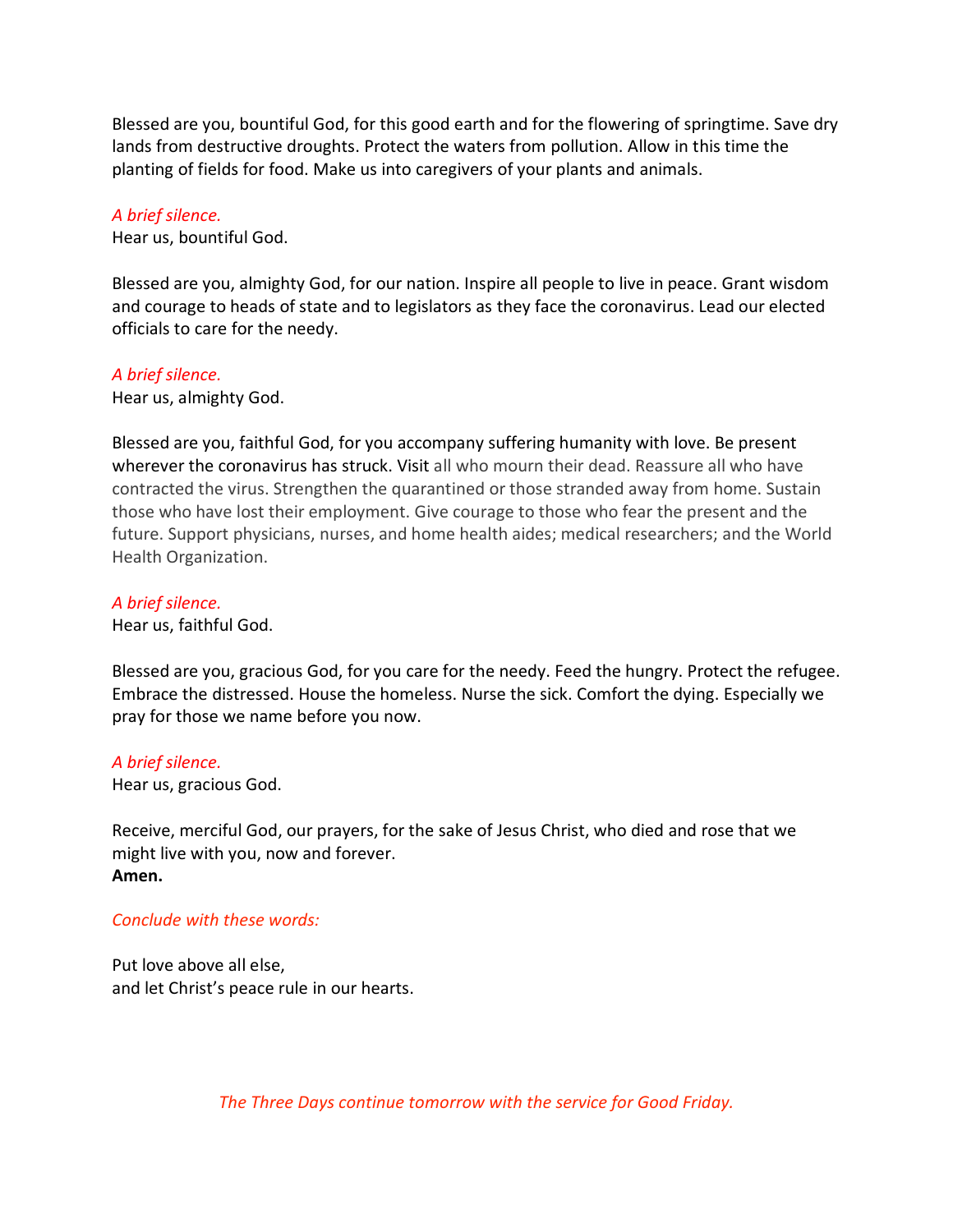Blessed are you, bountiful God, for this good earth and for the flowering of springtime. Save dry lands from destructive droughts. Protect the waters from pollution. Allow in this time the planting of fields for food. Make us into caregivers of your plants and animals.

*A brief silence.*
Hear us, bountiful God.

Blessed are you, almighty God, for our nation. Inspire all people to live in peace. Grant wisdom and courage to heads of state and to legislators as they face the coronavirus. Lead our elected officials to care for the needy.

*A brief silence.*
Hear us, almighty God.

Blessed are you, faithful God, for you accompany suffering humanity with love. Be present wherever the coronavirus has struck. Visit all who mourn their dead. Reassure all who have contracted the virus. Strengthen the quarantined or those stranded away from home. Sustain those who have lost their employment. Give courage to those who fear the present and the future. Support physicians, nurses, and home health aides; medical researchers; and the World Health Organization.

*A brief silence.*
Hear us, faithful God.

Blessed are you, gracious God, for you care for the needy. Feed the hungry. Protect the refugee. Embrace the distressed. House the homeless. Nurse the sick. Comfort the dying. Especially we pray for those we name before you now.

*A brief silence.*
Hear us, gracious God.

Receive, merciful God, our prayers, for the sake of Jesus Christ, who died and rose that we might live with you, now and forever.
**Amen.**

*Conclude with these words:*

Put love above all else,
and let Christ's peace rule in our hearts.

*The Three Days continue tomorrow with the service for Good Friday.*